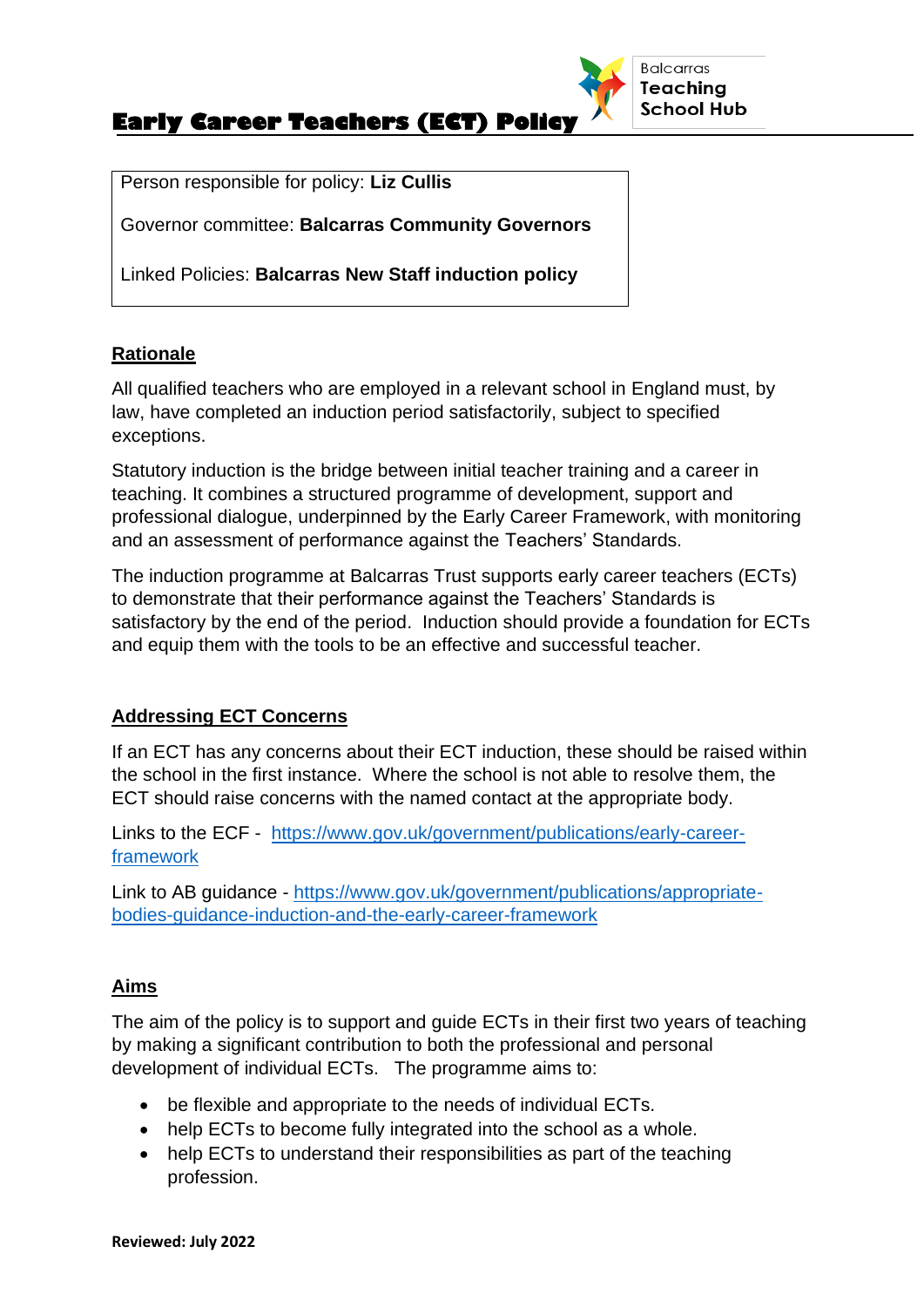# Early Career Teachers (ECT) Policy

Balcarras Teaching School Hub

Person responsible for policy: **Liz Cullis**

Governor committee: **Balcarras Community Governors**

Linked Policies: **Balcarras New Staff induction policy**

## Rationale

All qualified teachers who are employed in a relevant school in England must, by law, have completed an induction period satisfactorily, subject to specified exceptions.

Statutory induction is the bridge between initial teacher training and a career in teaching. It combines a structured programme of development, support and professional dialogue, underpinned by the Early Career Framework, with monitoring and an assessment of performance against the Teachers' Standards.

The induction programme at Balcarras Trust supports early career teachers (ECTs) to demonstrate that their performance against the Teachers' Standards is satisfactory by the end of the period. Induction should provide a foundation for ECTs and equip them with the tools to be an effective and successful teacher.

## Addressing ECT Concerns

If an ECT has any concerns about their ECT induction, these should be raised within the school in the first instance. Where the school is not able to resolve them, the ECT should raise concerns with the named contact at the appropriate body.

Links to the ECF - https://www.gov.uk/government/publications/early-career-framework

Link to AB guidance - https://www.gov.uk/government/publications/appropriate-bodies-guidance-induction-and-the-early-career-framework

## Aims

The aim of the policy is to support and guide ECTs in their first two years of teaching by making a significant contribution to both the professional and personal development of individual ECTs. The programme aims to:

- be flexible and appropriate to the needs of individual ECTs.
- help ECTs to become fully integrated into the school as a whole.
- help ECTs to understand their responsibilities as part of the teaching profession.

**Reviewed: July 2022**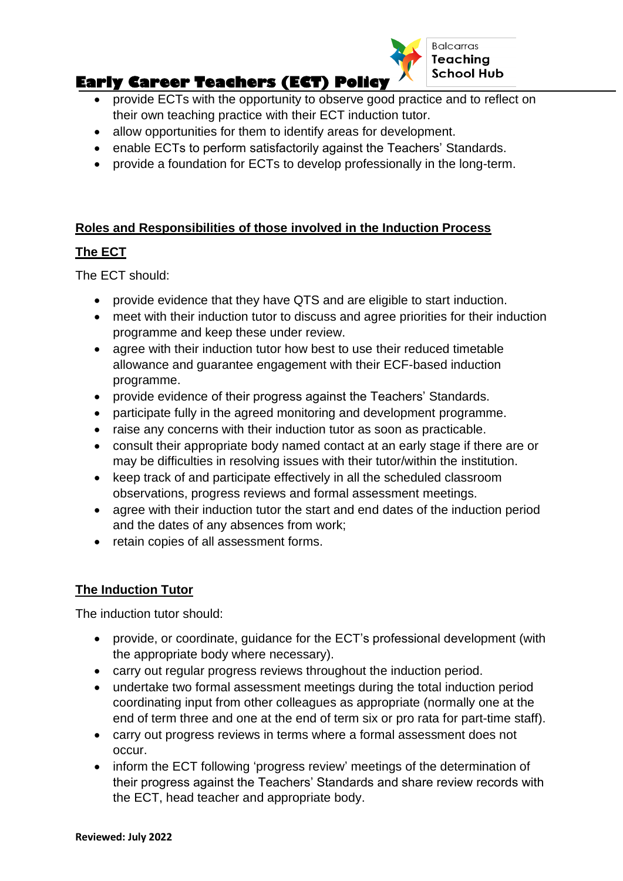- provide ECTs with the opportunity to observe good practice and to reflect on their own teaching practice with their ECT induction tutor.
- allow opportunities for them to identify areas for development.
- enable ECTs to perform satisfactorily against the Teachers' Standards.
- provide a foundation for ECTs to develop professionally in the long-term.

## Roles and Responsibilities of those involved in the Induction Process

### The ECT

The ECT should:

- provide evidence that they have QTS and are eligible to start induction.
- meet with their induction tutor to discuss and agree priorities for their induction programme and keep these under review.
- agree with their induction tutor how best to use their reduced timetable allowance and guarantee engagement with their ECF-based induction programme.
- provide evidence of their progress against the Teachers' Standards.
- participate fully in the agreed monitoring and development programme.
- raise any concerns with their induction tutor as soon as practicable.
- consult their appropriate body named contact at an early stage if there are or may be difficulties in resolving issues with their tutor/within the institution.
- keep track of and participate effectively in all the scheduled classroom observations, progress reviews and formal assessment meetings.
- agree with their induction tutor the start and end dates of the induction period and the dates of any absences from work;
- retain copies of all assessment forms.

### The Induction Tutor

The induction tutor should:

- provide, or coordinate, guidance for the ECT's professional development (with the appropriate body where necessary).
- carry out regular progress reviews throughout the induction period.
- undertake two formal assessment meetings during the total induction period coordinating input from other colleagues as appropriate (normally one at the end of term three and one at the end of term six or pro rata for part-time staff).
- carry out progress reviews in terms where a formal assessment does not occur.
- inform the ECT following 'progress review' meetings of the determination of their progress against the Teachers' Standards and share review records with the ECT, head teacher and appropriate body.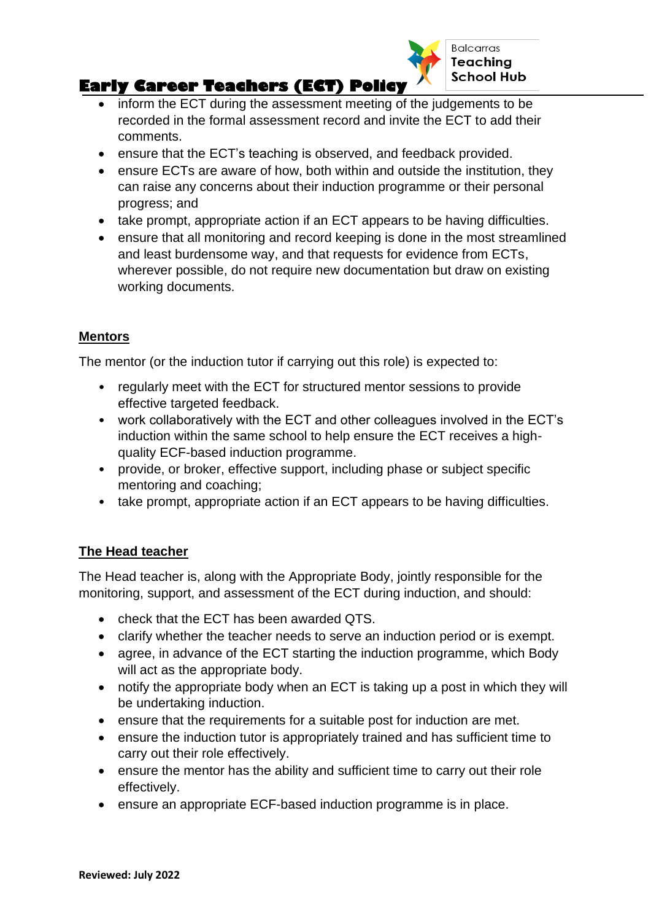- inform the ECT during the assessment meeting of the judgements to be recorded in the formal assessment record and invite the ECT to add their comments.
- ensure that the ECT's teaching is observed, and feedback provided.
- ensure ECTs are aware of how, both within and outside the institution, they can raise any concerns about their induction programme or their personal progress; and
- take prompt, appropriate action if an ECT appears to be having difficulties.
- ensure that all monitoring and record keeping is done in the most streamlined and least burdensome way, and that requests for evidence from ECTs, wherever possible, do not require new documentation but draw on existing working documents.

**Mentors**

The mentor (or the induction tutor if carrying out this role) is expected to:

- regularly meet with the ECT for structured mentor sessions to provide effective targeted feedback.
- work collaboratively with the ECT and other colleagues involved in the ECT's induction within the same school to help ensure the ECT receives a high-quality ECF-based induction programme.
- provide, or broker, effective support, including phase or subject specific mentoring and coaching;
- take prompt, appropriate action if an ECT appears to be having difficulties.

**The Head teacher**

The Head teacher is, along with the Appropriate Body, jointly responsible for the monitoring, support, and assessment of the ECT during induction, and should:

- check that the ECT has been awarded QTS.
- clarify whether the teacher needs to serve an induction period or is exempt.
- agree, in advance of the ECT starting the induction programme, which Body will act as the appropriate body.
- notify the appropriate body when an ECT is taking up a post in which they will be undertaking induction.
- ensure that the requirements for a suitable post for induction are met.
- ensure the induction tutor is appropriately trained and has sufficient time to carry out their role effectively.
- ensure the mentor has the ability and sufficient time to carry out their role effectively.
- ensure an appropriate ECF-based induction programme is in place.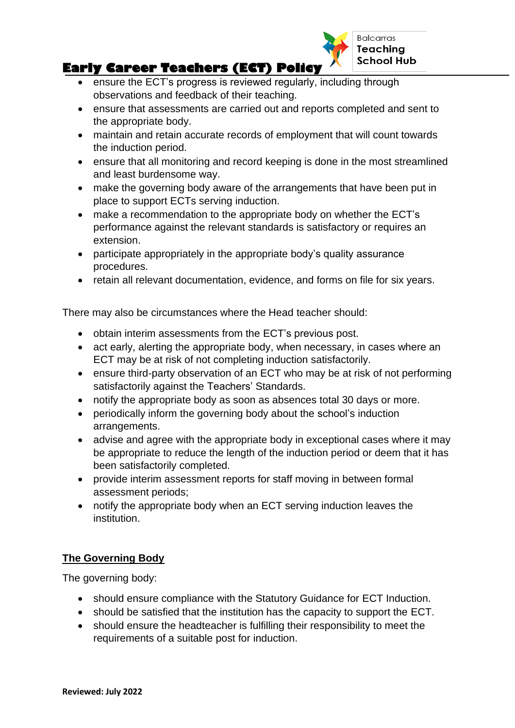- ensure the ECT's progress is reviewed regularly, including through observations and feedback of their teaching.
- ensure that assessments are carried out and reports completed and sent to the appropriate body.
- maintain and retain accurate records of employment that will count towards the induction period.
- ensure that all monitoring and record keeping is done in the most streamlined and least burdensome way.
- make the governing body aware of the arrangements that have been put in place to support ECTs serving induction.
- make a recommendation to the appropriate body on whether the ECT's performance against the relevant standards is satisfactory or requires an extension.
- participate appropriately in the appropriate body's quality assurance procedures.
- retain all relevant documentation, evidence, and forms on file for six years.

There may also be circumstances where the Head teacher should:

- obtain interim assessments from the ECT's previous post.
- act early, alerting the appropriate body, when necessary, in cases where an ECT may be at risk of not completing induction satisfactorily.
- ensure third-party observation of an ECT who may be at risk of not performing satisfactorily against the Teachers' Standards.
- notify the appropriate body as soon as absences total 30 days or more.
- periodically inform the governing body about the school's induction arrangements.
- advise and agree with the appropriate body in exceptional cases where it may be appropriate to reduce the length of the induction period or deem that it has been satisfactorily completed.
- provide interim assessment reports for staff moving in between formal assessment periods;
- notify the appropriate body when an ECT serving induction leaves the institution.

**The Governing Body**

The governing body:

- should ensure compliance with the Statutory Guidance for ECT Induction.
- should be satisfied that the institution has the capacity to support the ECT.
- should ensure the headteacher is fulfilling their responsibility to meet the requirements of a suitable post for induction.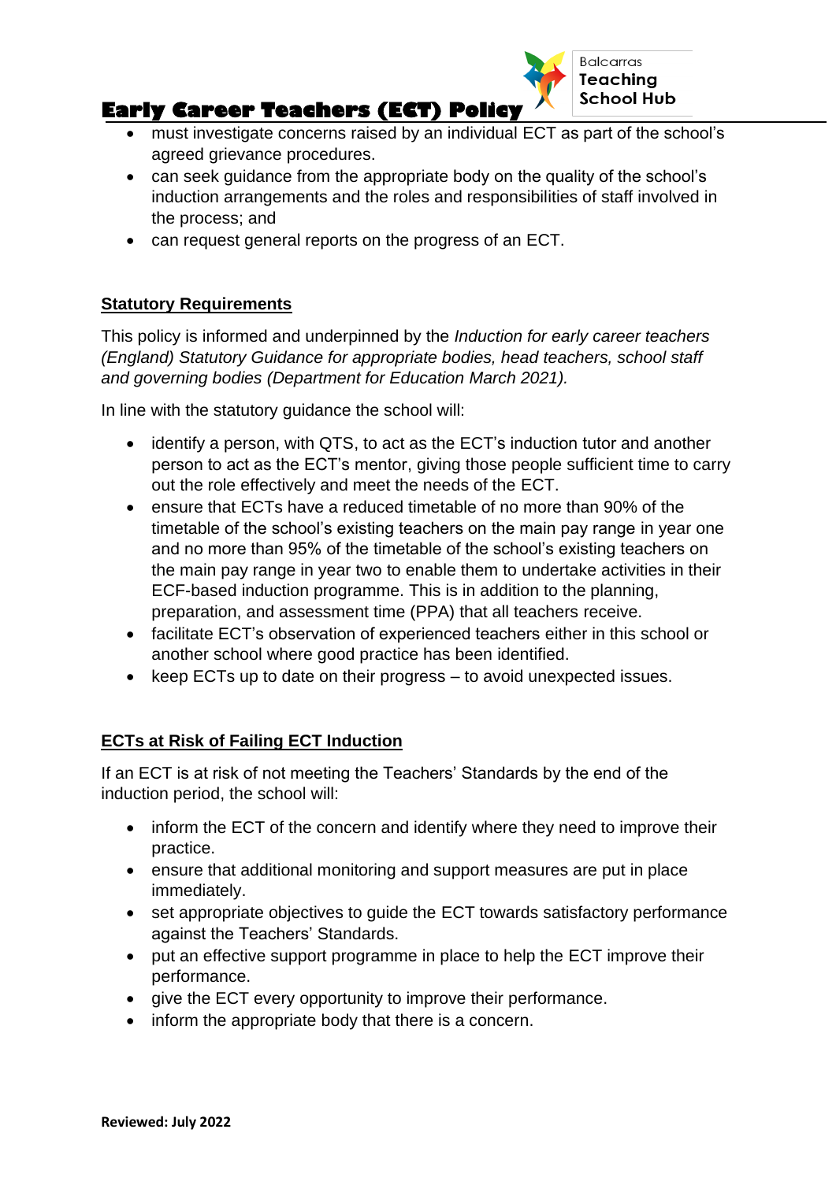- must investigate concerns raised by an individual ECT as part of the school's agreed grievance procedures.
- can seek guidance from the appropriate body on the quality of the school's induction arrangements and the roles and responsibilities of staff involved in the process; and
- can request general reports on the progress of an ECT.

**Statutory Requirements**

This policy is informed and underpinned by the *Induction for early career teachers (England) Statutory Guidance for appropriate bodies, head teachers, school staff and governing bodies (Department for Education March 2021).*

In line with the statutory guidance the school will:

- identify a person, with QTS, to act as the ECT's induction tutor and another person to act as the ECT's mentor, giving those people sufficient time to carry out the role effectively and meet the needs of the ECT.
- ensure that ECTs have a reduced timetable of no more than 90% of the timetable of the school's existing teachers on the main pay range in year one and no more than 95% of the timetable of the school's existing teachers on the main pay range in year two to enable them to undertake activities in their ECF-based induction programme. This is in addition to the planning, preparation, and assessment time (PPA) that all teachers receive.
- facilitate ECT's observation of experienced teachers either in this school or another school where good practice has been identified.
- keep ECTs up to date on their progress – to avoid unexpected issues.

**ECTs at Risk of Failing ECT Induction**

If an ECT is at risk of not meeting the Teachers' Standards by the end of the induction period, the school will:

- inform the ECT of the concern and identify where they need to improve their practice.
- ensure that additional monitoring and support measures are put in place immediately.
- set appropriate objectives to guide the ECT towards satisfactory performance against the Teachers' Standards.
- put an effective support programme in place to help the ECT improve their performance.
- give the ECT every opportunity to improve their performance.
- inform the appropriate body that there is a concern.